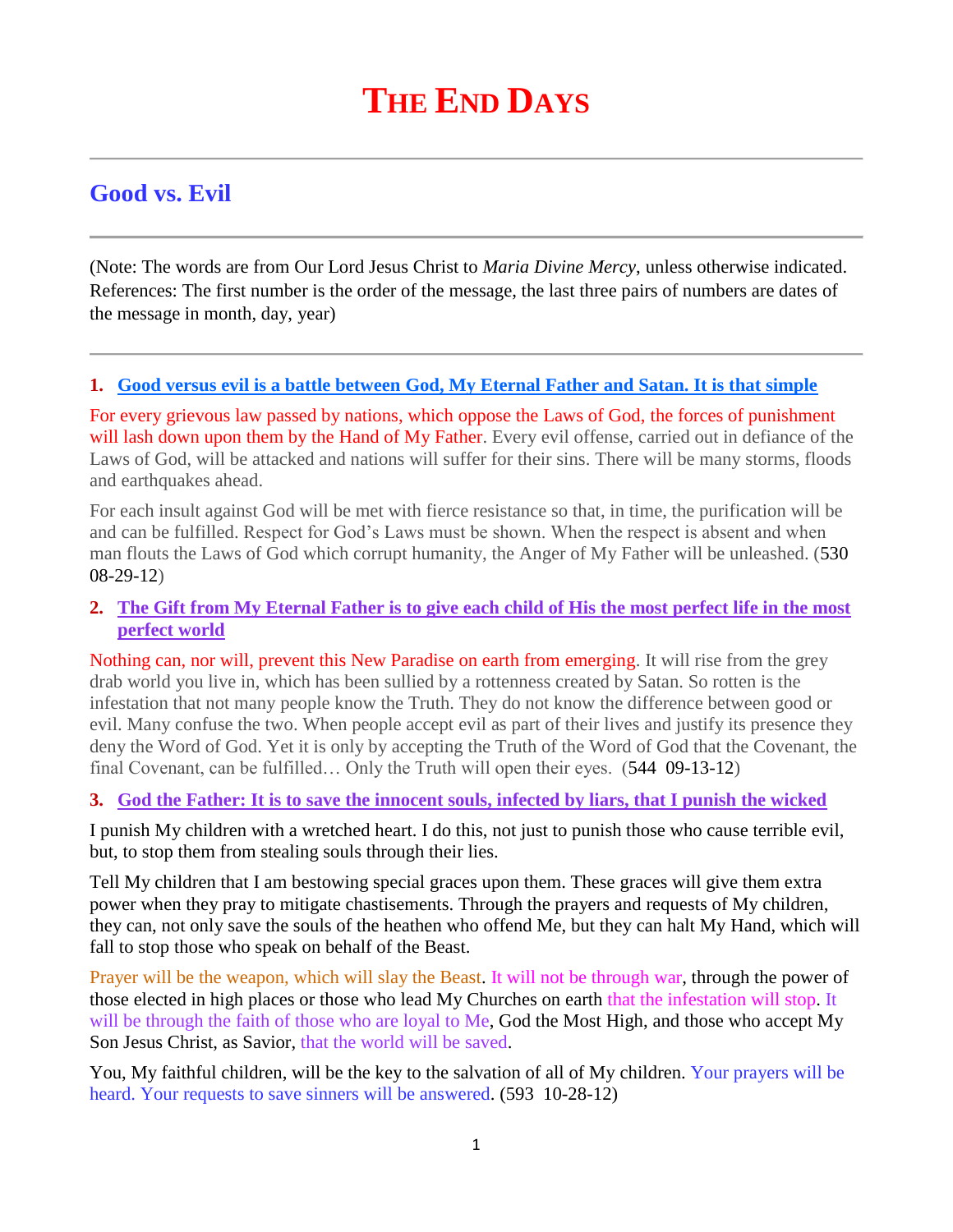# THE END DAYS

## Good vs. Evil

(Note: The words are from Our Lord Jesus Christ to *Maria Divine Mercy*, unless otherwise indicated. References: The first number is the order of the message, the last three pairs of numbers are dates of the message in month, day, year)

1. **Good versus evil is a battle between God, My Eternal Father and Satan. It is that simple**

For every grievous law passed by nations, which oppose the Laws of God, the forces of punishment will lash down upon them by the Hand of My Father. Every evil offense, carried out in defiance of the Laws of God, will be attacked and nations will suffer for their sins. There will be many storms, floods and earthquakes ahead.

For each insult against God will be met with fierce resistance so that, in time, the purification will be and can be fulfilled. Respect for God's Laws must be shown. When the respect is absent and when man flouts the Laws of God which corrupt humanity, the Anger of My Father will be unleashed. (530 08-29-12)

2. **The Gift from My Eternal Father is to give each child of His the most perfect life in the most perfect world**

Nothing can, nor will, prevent this New Paradise on earth from emerging. It will rise from the grey drab world you live in, which has been sullied by a rottenness created by Satan. So rotten is the infestation that not many people know the Truth. They do not know the difference between good or evil. Many confuse the two. When people accept evil as part of their lives and justify its presence they deny the Word of God. Yet it is only by accepting the Truth of the Word of God that the Covenant, the final Covenant, can be fulfilled… Only the Truth will open their eyes. (544 09-13-12)

3. **God the Father: It is to save the innocent souls, infected by liars, that I punish the wicked**

I punish My children with a wretched heart. I do this, not just to punish those who cause terrible evil, but, to stop them from stealing souls through their lies.

Tell My children that I am bestowing special graces upon them. These graces will give them extra power when they pray to mitigate chastisements. Through the prayers and requests of My children, they can, not only save the souls of the heathen who offend Me, but they can halt My Hand, which will fall to stop those who speak on behalf of the Beast.

Prayer will be the weapon, which will slay the Beast. It will not be through war, through the power of those elected in high places or those who lead My Churches on earth that the infestation will stop. It will be through the faith of those who are loyal to Me, God the Most High, and those who accept My Son Jesus Christ, as Savior, that the world will be saved.

You, My faithful children, will be the key to the salvation of all of My children. Your prayers will be heard. Your requests to save sinners will be answered. (593 10-28-12)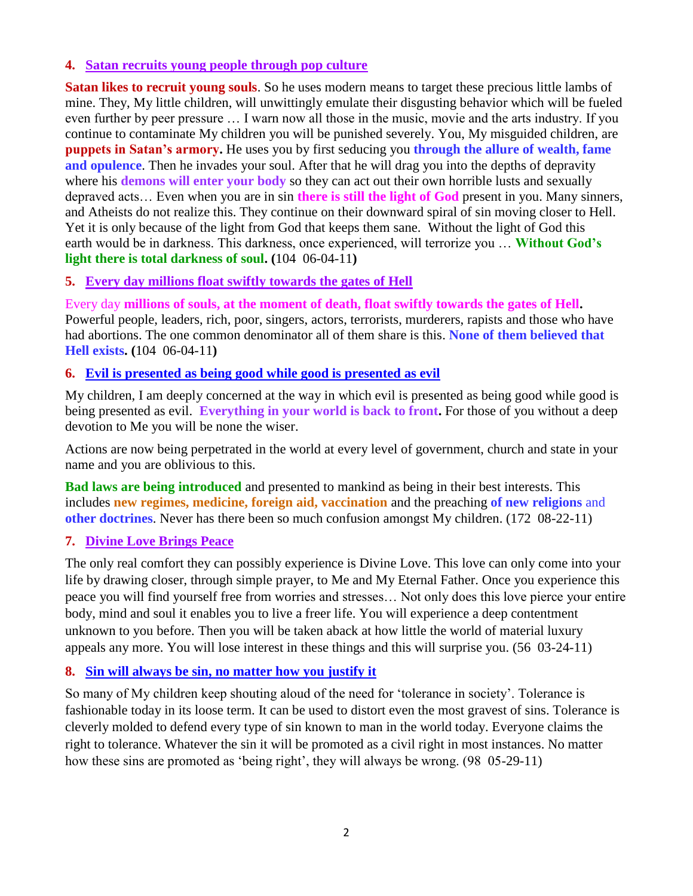### 4. Satan recruits young people through pop culture

**Satan likes to recruit young souls**. So he uses modern means to target these precious little lambs of mine. They, My little children, will unwittingly emulate their disgusting behavior which will be fueled even further by peer pressure … I warn now all those in the music, movie and the arts industry. If you continue to contaminate My children you will be punished severely. You, My misguided children, are **puppets in Satan's armory.** He uses you by first seducing you **through the allure of wealth, fame and opulence**. Then he invades your soul. After that he will drag you into the depths of depravity where his **demons will enter your body** so they can act out their own horrible lusts and sexually depraved acts… Even when you are in sin **there is still the light of God** present in you. Many sinners, and Atheists do not realize this. They continue on their downward spiral of sin moving closer to Hell. Yet it is only because of the light from God that keeps them sane. Without the light of God this earth would be in darkness. This darkness, once experienced, will terrorize you … **Without God's light there is total darkness of soul. (**104 06-04-11**)**

### 5. Every day millions float swiftly towards the gates of Hell

Every day **millions of souls, at the moment of death, float swiftly towards the gates of Hell.** Powerful people, leaders, rich, poor, singers, actors, terrorists, murderers, rapists and those who have had abortions. The one common denominator all of them share is this. **None of them believed that Hell exists. (**104 06-04-11**)**

### 6. Evil is presented as being good while good is presented as evil

My children, I am deeply concerned at the way in which evil is presented as being good while good is being presented as evil. **Everything in your world is back to front.** For those of you without a deep devotion to Me you will be none the wiser.

Actions are now being perpetrated in the world at every level of government, church and state in your name and you are oblivious to this.

**Bad laws are being introduced** and presented to mankind as being in their best interests. This includes **new regimes, medicine, foreign aid, vaccination** and the preaching **of new religions** and **other doctrines**. Never has there been so much confusion amongst My children. (172 08-22-11)

### 7. Divine Love Brings Peace

The only real comfort they can possibly experience is Divine Love. This love can only come into your life by drawing closer, through simple prayer, to Me and My Eternal Father. Once you experience this peace you will find yourself free from worries and stresses… Not only does this love pierce your entire body, mind and soul it enables you to live a freer life. You will experience a deep contentment unknown to you before. Then you will be taken aback at how little the world of material luxury appeals any more. You will lose interest in these things and this will surprise you. (56 03-24-11)

### 8. Sin will always be sin, no matter how you justify it

So many of My children keep shouting aloud of the need for 'tolerance in society'. Tolerance is fashionable today in its loose term. It can be used to distort even the most gravest of sins. Tolerance is cleverly molded to defend every type of sin known to man in the world today. Everyone claims the right to tolerance. Whatever the sin it will be promoted as a civil right in most instances. No matter how these sins are promoted as 'being right', they will always be wrong. (98 05-29-11)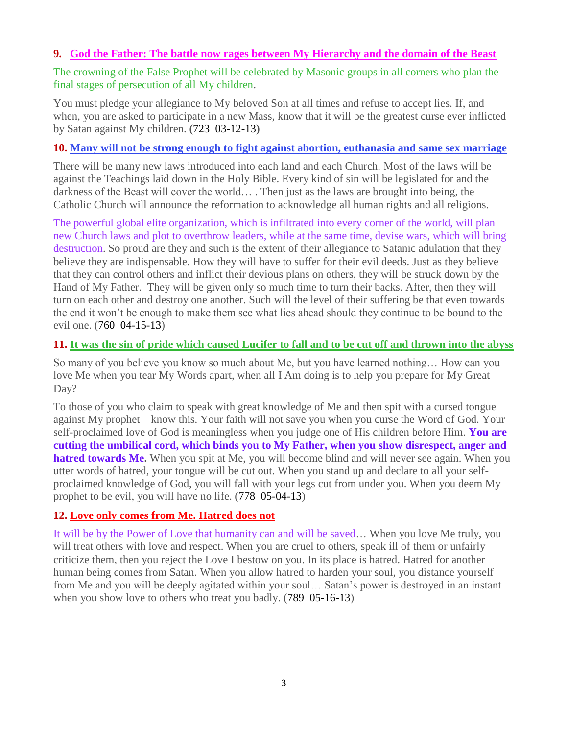**9. God the Father: The battle now rages between My Hierarchy and the domain of the Beast**

The crowning of the False Prophet will be celebrated by Masonic groups in all corners who plan the final stages of persecution of all My children.

You must pledge your allegiance to My beloved Son at all times and refuse to accept lies. If, and when, you are asked to participate in a new Mass, know that it will be the greatest curse ever inflicted by Satan against My children. **(**723 03-12-13**)**

**10. Many will not be strong enough to fight against abortion, euthanasia and same sex marriage**

There will be many new laws introduced into each land and each Church. Most of the laws will be against the Teachings laid down in the Holy Bible. Every kind of sin will be legislated for and the darkness of the Beast will cover the world… . Then just as the laws are brought into being, the Catholic Church will announce the reformation to acknowledge all human rights and all religions.

The powerful global elite organization, which is infiltrated into every corner of the world, will plan new Church laws and plot to overthrow leaders, while at the same time, devise wars, which will bring destruction. So proud are they and such is the extent of their allegiance to Satanic adulation that they believe they are indispensable. How they will have to suffer for their evil deeds. Just as they believe that they can control others and inflict their devious plans on others, they will be struck down by the Hand of My Father. They will be given only so much time to turn their backs. After, then they will turn on each other and destroy one another. Such will the level of their suffering be that even towards the end it won't be enough to make them see what lies ahead should they continue to be bound to the evil one. (760 04-15-13)

**11. It was the sin of pride which caused Lucifer to fall and to be cut off and thrown into the abyss**

So many of you believe you know so much about Me, but you have learned nothing… How can you love Me when you tear My Words apart, when all I Am doing is to help you prepare for My Great Day?

To those of you who claim to speak with great knowledge of Me and then spit with a cursed tongue against My prophet – know this. Your faith will not save you when you curse the Word of God. Your self-proclaimed love of God is meaningless when you judge one of His children before Him. **You are cutting the umbilical cord, which binds you to My Father, when you show disrespect, anger and hatred towards Me.** When you spit at Me, you will become blind and will never see again. When you utter words of hatred, your tongue will be cut out. When you stand up and declare to all your self-proclaimed knowledge of God, you will fall with your legs cut from under you. When you deem My prophet to be evil, you will have no life. (778 05-04-13)

**12. Love only comes from Me. Hatred does not**

It will be by the Power of Love that humanity can and will be saved… When you love Me truly, you will treat others with love and respect. When you are cruel to others, speak ill of them or unfairly criticize them, then you reject the Love I bestow on you. In its place is hatred. Hatred for another human being comes from Satan. When you allow hatred to harden your soul, you distance yourself from Me and you will be deeply agitated within your soul… Satan's power is destroyed in an instant when you show love to others who treat you badly. (789 05-16-13)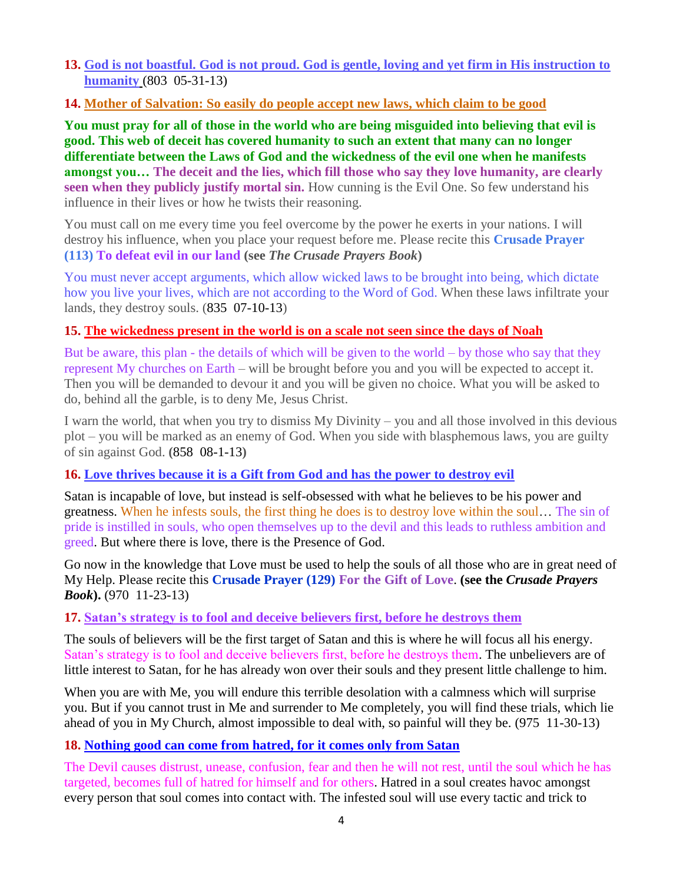13. **God is not boastful. God is not proud. God is gentle, loving and yet firm in His instruction to humanity** (803 05-31-13)

14. **Mother of Salvation: So easily do people accept new laws, which claim to be good**

**You must pray for all of those in the world who are being misguided into believing that evil is good. This web of deceit has covered humanity to such an extent that many can no longer differentiate between the Laws of God and the wickedness of the evil one when he manifests amongst you… The deceit and the lies, which fill those who say they love humanity, are clearly seen when they publicly justify mortal sin.** How cunning is the Evil One. So few understand his influence in their lives or how he twists their reasoning.

You must call on me every time you feel overcome by the power he exerts in your nations. I will destroy his influence, when you place your request before me. Please recite this **Crusade Prayer (113) To defeat evil in our land (see *The Crusade Prayers Book*)**

You must never accept arguments, which allow wicked laws to be brought into being, which dictate how you live your lives, which are not according to the Word of God. When these laws infiltrate your lands, they destroy souls. (835 07-10-13)

15. **The wickedness present in the world is on a scale not seen since the days of Noah**

But be aware, this plan - the details of which will be given to the world – by those who say that they represent My churches on Earth – will be brought before you and you will be expected to accept it. Then you will be demanded to devour it and you will be given no choice. What you will be asked to do, behind all the garble, is to deny Me, Jesus Christ.

I warn the world, that when you try to dismiss My Divinity – you and all those involved in this devious plot – you will be marked as an enemy of God. When you side with blasphemous laws, you are guilty of sin against God. **(**858 08-1-13**)**

16. **Love thrives because it is a Gift from God and has the power to destroy evil**

Satan is incapable of love, but instead is self-obsessed with what he believes to be his power and greatness. When he infests souls, the first thing he does is to destroy love within the soul… The sin of pride is instilled in souls, who open themselves up to the devil and this leads to ruthless ambition and greed. But where there is love, there is the Presence of God.

Go now in the knowledge that Love must be used to help the souls of all those who are in great need of My Help. Please recite this **Crusade Prayer (129) For the Gift of Love**. **(see the *Crusade Prayers Book*).** (970 11-23-13)

17. **Satan's strategy is to fool and deceive believers first, before he destroys them**

The souls of believers will be the first target of Satan and this is where he will focus all his energy. Satan's strategy is to fool and deceive believers first, before he destroys them. The unbelievers are of little interest to Satan, for he has already won over their souls and they present little challenge to him.

When you are with Me, you will endure this terrible desolation with a calmness which will surprise you. But if you cannot trust in Me and surrender to Me completely, you will find these trials, which lie ahead of you in My Church, almost impossible to deal with, so painful will they be. (975 11-30-13)

18. **Nothing good can come from hatred, for it comes only from Satan**

The Devil causes distrust, unease, confusion, fear and then he will not rest, until the soul which he has targeted, becomes full of hatred for himself and for others. Hatred in a soul creates havoc amongst every person that soul comes into contact with. The infested soul will use every tactic and trick to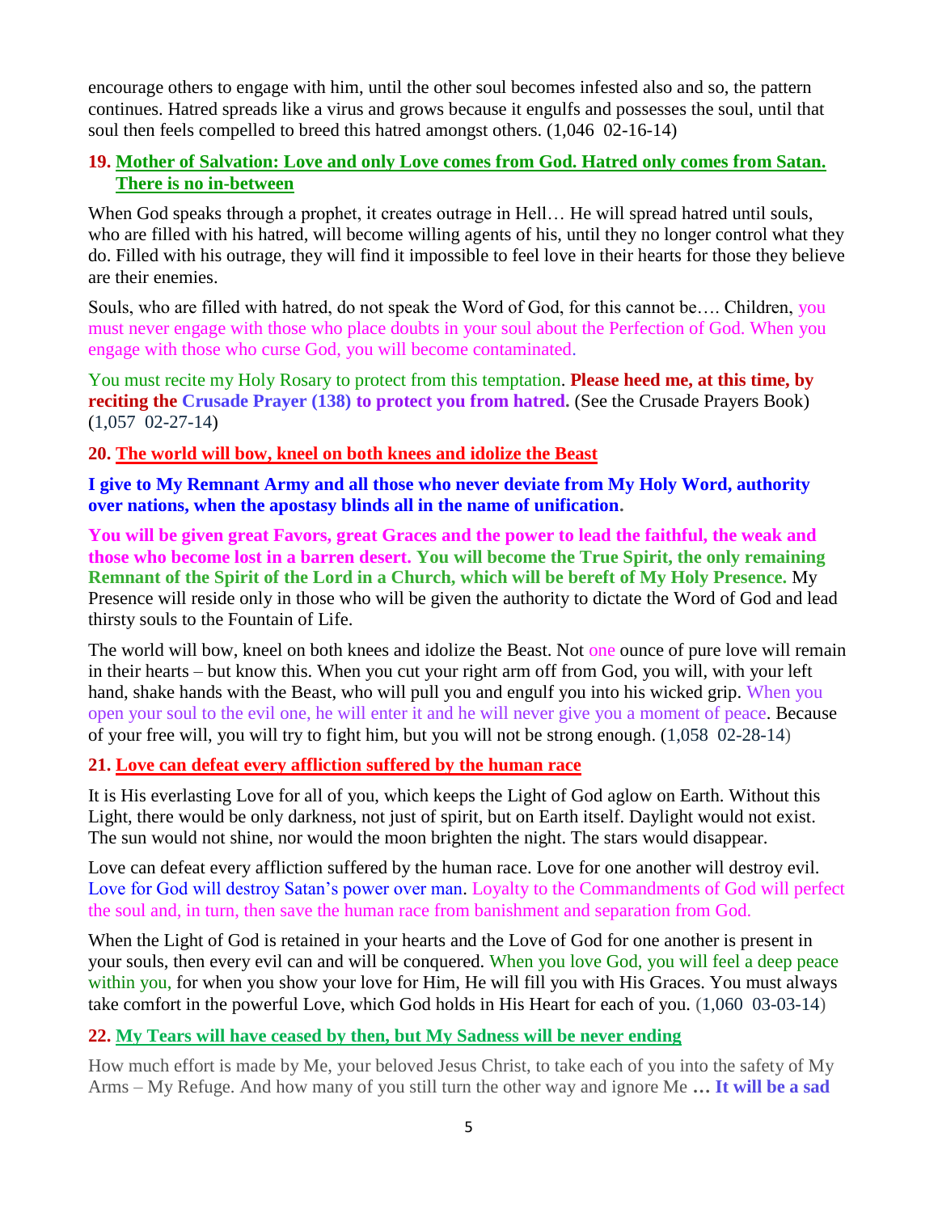encourage others to engage with him, until the other soul becomes infested also and so, the pattern continues. Hatred spreads like a virus and grows because it engulfs and possesses the soul, until that soul then feels compelled to breed this hatred amongst others. (1,046 02-16-14)

**19. Mother of Salvation: Love and only Love comes from God. Hatred only comes from Satan. There is no in-between**

When God speaks through a prophet, it creates outrage in Hell… He will spread hatred until souls, who are filled with his hatred, will become willing agents of his, until they no longer control what they do. Filled with his outrage, they will find it impossible to feel love in their hearts for those they believe are their enemies.

Souls, who are filled with hatred, do not speak the Word of God, for this cannot be…. Children, you must never engage with those who place doubts in your soul about the Perfection of God. When you engage with those who curse God, you will become contaminated.

You must recite my Holy Rosary to protect from this temptation. **Please heed me, at this time, by reciting the Crusade Prayer (138) to protect you from hatred.** (See the Crusade Prayers Book) (1,057 02-27-14)

**20. The world will bow, kneel on both knees and idolize the Beast**

**I give to My Remnant Army and all those who never deviate from My Holy Word, authority over nations, when the apostasy blinds all in the name of unification.**

**You will be given great Favors, great Graces and the power to lead the faithful, the weak and those who become lost in a barren desert. You will become the True Spirit, the only remaining Remnant of the Spirit of the Lord in a Church, which will be bereft of My Holy Presence.** My Presence will reside only in those who will be given the authority to dictate the Word of God and lead thirsty souls to the Fountain of Life.

The world will bow, kneel on both knees and idolize the Beast. Not one ounce of pure love will remain in their hearts – but know this. When you cut your right arm off from God, you will, with your left hand, shake hands with the Beast, who will pull you and engulf you into his wicked grip. When you open your soul to the evil one, he will enter it and he will never give you a moment of peace. Because of your free will, you will try to fight him, but you will not be strong enough. (1,058 02-28-14)

**21. Love can defeat every affliction suffered by the human race**

It is His everlasting Love for all of you, which keeps the Light of God aglow on Earth. Without this Light, there would be only darkness, not just of spirit, but on Earth itself. Daylight would not exist. The sun would not shine, nor would the moon brighten the night. The stars would disappear.

Love can defeat every affliction suffered by the human race. Love for one another will destroy evil. Love for God will destroy Satan's power over man. Loyalty to the Commandments of God will perfect the soul and, in turn, then save the human race from banishment and separation from God.

When the Light of God is retained in your hearts and the Love of God for one another is present in your souls, then every evil can and will be conquered. When you love God, you will feel a deep peace within you, for when you show your love for Him, He will fill you with His Graces. You must always take comfort in the powerful Love, which God holds in His Heart for each of you. (1,060 03-03-14)

**22. My Tears will have ceased by then, but My Sadness will be never ending**

How much effort is made by Me, your beloved Jesus Christ, to take each of you into the safety of My Arms – My Refuge. And how many of you still turn the other way and ignore Me **… It will be a sad**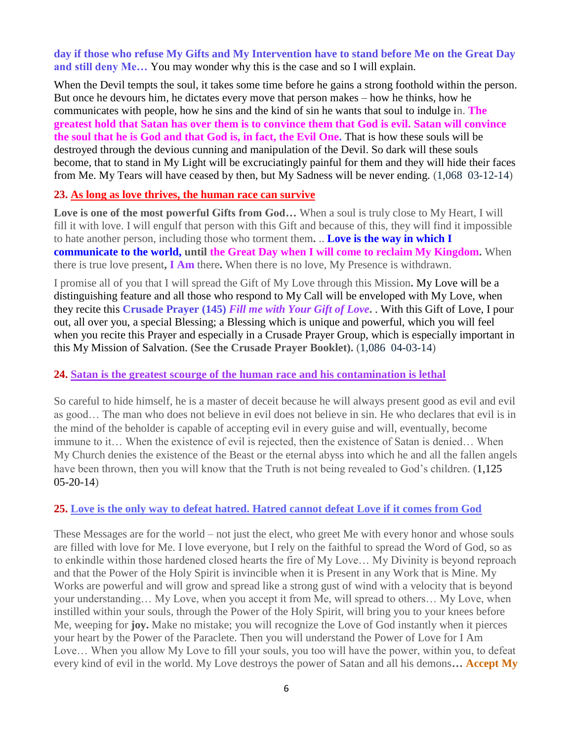**day if those who refuse My Gifts and My Intervention have to stand before Me on the Great Day and still deny Me…** You may wonder why this is the case and so I will explain.

When the Devil tempts the soul, it takes some time before he gains a strong foothold within the person. But once he devours him, he dictates every move that person makes – how he thinks, how he communicates with people, how he sins and the kind of sin he wants that soul to indulge in. **The greatest hold that Satan has over them is to convince them that God is evil. Satan will convince the soul that he is God and that God is, in fact, the Evil One.** That is how these souls will be destroyed through the devious cunning and manipulation of the Devil. So dark will these souls become, that to stand in My Light will be excruciatingly painful for them and they will hide their faces from Me. My Tears will have ceased by then, but My Sadness will be never ending. (1,068 03-12-14)

### 23. As long as love thrives, the human race can survive

**Love is one of the most powerful Gifts from God…** When a soul is truly close to My Heart, I will fill it with love. I will engulf that person with this Gift and because of this, they will find it impossible to hate another person, including those who torment them. .. **Love is the way in which I communicate to the world, until the Great Day when I will come to reclaim My Kingdom.** When there is true love present**, I Am** there**.** When there is no love, My Presence is withdrawn.

I promise all of you that I will spread the Gift of My Love through this Mission**.** My Love will be a distinguishing feature and all those who respond to My Call will be enveloped with My Love, when they recite this **Crusade Prayer (145)** ***Fill me with Your Gift of Love***. . With this Gift of Love, I pour out, all over you, a special Blessing; a Blessing which is unique and powerful, which you will feel when you recite this Prayer and especially in a Crusade Prayer Group, which is especially important in this My Mission of Salvation. **(See the Crusade Prayer Booklet).** (1,086 04-03-14)

### 24. Satan is the greatest scourge of the human race and his contamination is lethal

So careful to hide himself, he is a master of deceit because he will always present good as evil and evil as good… The man who does not believe in evil does not believe in sin. He who declares that evil is in the mind of the beholder is capable of accepting evil in every guise and will, eventually, become immune to it… When the existence of evil is rejected, then the existence of Satan is denied… When My Church denies the existence of the Beast or the eternal abyss into which he and all the fallen angels have been thrown, then you will know that the Truth is not being revealed to God's children. (1,125 05-20-14)

### 25. Love is the only way to defeat hatred. Hatred cannot defeat Love if it comes from God

These Messages are for the world – not just the elect, who greet Me with every honor and whose souls are filled with love for Me. I love everyone, but I rely on the faithful to spread the Word of God, so as to enkindle within those hardened closed hearts the fire of My Love… My Divinity is beyond reproach and that the Power of the Holy Spirit is invincible when it is Present in any Work that is Mine. My Works are powerful and will grow and spread like a strong gust of wind with a velocity that is beyond your understanding… My Love, when you accept it from Me, will spread to others… My Love, when instilled within your souls, through the Power of the Holy Spirit, will bring you to your knees before Me, weeping for **joy.** Make no mistake; you will recognize the Love of God instantly when it pierces your heart by the Power of the Paraclete. Then you will understand the Power of Love for I Am Love… When you allow My Love to fill your souls, you too will have the power, within you, to defeat every kind of evil in the world. My Love destroys the power of Satan and all his demons**… Accept My**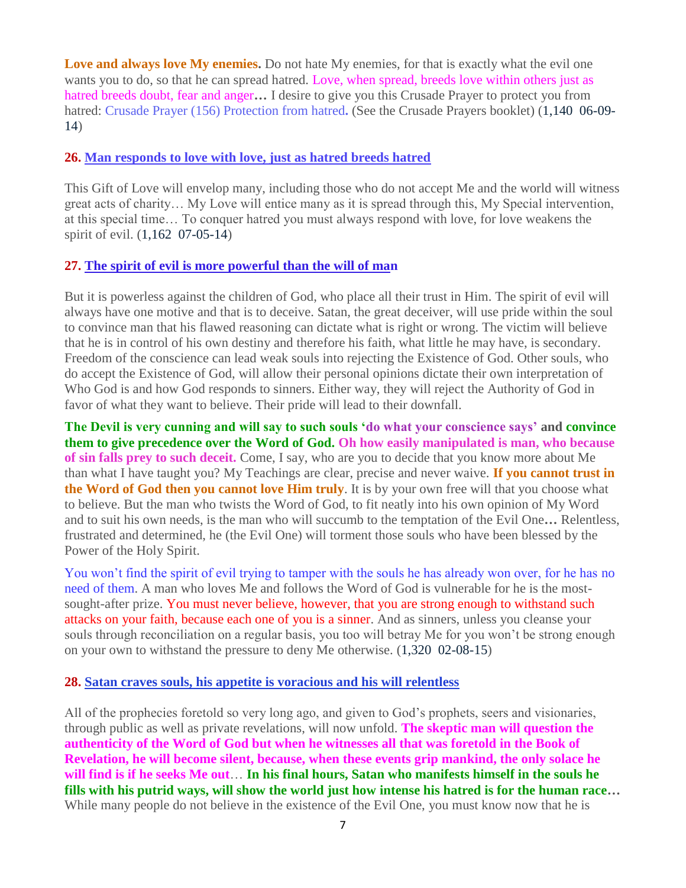**Love and always love My enemies.** Do not hate My enemies, for that is exactly what the evil one wants you to do, so that he can spread hatred. Love, when spread, breeds love within others just as hatred breeds doubt, fear and anger**…** I desire to give you this Crusade Prayer to protect you from hatred: Crusade Prayer (156) Protection from hatred**.** (See the Crusade Prayers booklet) (1,140 06-09-14)

**26. Man responds to love with love, just as hatred breeds hatred**

This Gift of Love will envelop many, including those who do not accept Me and the world will witness great acts of charity… My Love will entice many as it is spread through this, My Special intervention, at this special time… To conquer hatred you must always respond with love, for love weakens the spirit of evil. (1,162 07-05-14)

**27. The spirit of evil is more powerful than the will of man**

But it is powerless against the children of God, who place all their trust in Him. The spirit of evil will always have one motive and that is to deceive. Satan, the great deceiver, will use pride within the soul to convince man that his flawed reasoning can dictate what is right or wrong. The victim will believe that he is in control of his own destiny and therefore his faith, what little he may have, is secondary. Freedom of the conscience can lead weak souls into rejecting the Existence of God. Other souls, who do accept the Existence of God, will allow their personal opinions dictate their own interpretation of Who God is and how God responds to sinners. Either way, they will reject the Authority of God in favor of what they want to believe. Their pride will lead to their downfall.

**The Devil is very cunning and will say to such souls 'do what your conscience says' and convince them to give precedence over the Word of God. Oh how easily manipulated is man, who because of sin falls prey to such deceit.** Come, I say, who are you to decide that you know more about Me than what I have taught you? My Teachings are clear, precise and never waive. **If you cannot trust in the Word of God then you cannot love Him truly**. It is by your own free will that you choose what to believe. But the man who twists the Word of God, to fit neatly into his own opinion of My Word and to suit his own needs, is the man who will succumb to the temptation of the Evil One**…** Relentless, frustrated and determined, he (the Evil One) will torment those souls who have been blessed by the Power of the Holy Spirit.

You won't find the spirit of evil trying to tamper with the souls he has already won over, for he has no need of them. A man who loves Me and follows the Word of God is vulnerable for he is the most-sought-after prize. You must never believe, however, that you are strong enough to withstand such attacks on your faith, because each one of you is a sinner. And as sinners, unless you cleanse your souls through reconciliation on a regular basis, you too will betray Me for you won't be strong enough on your own to withstand the pressure to deny Me otherwise. (1,320 02-08-15)

**28. Satan craves souls, his appetite is voracious and his will relentless**

All of the prophecies foretold so very long ago, and given to God's prophets, seers and visionaries, through public as well as private revelations, will now unfold. **The skeptic man will question the authenticity of the Word of God but when he witnesses all that was foretold in the Book of Revelation, he will become silent, because, when these events grip mankind, the only solace he will find is if he seeks Me out**… **In his final hours, Satan who manifests himself in the souls he fills with his putrid ways, will show the world just how intense his hatred is for the human race…** While many people do not believe in the existence of the Evil One, you must know now that he is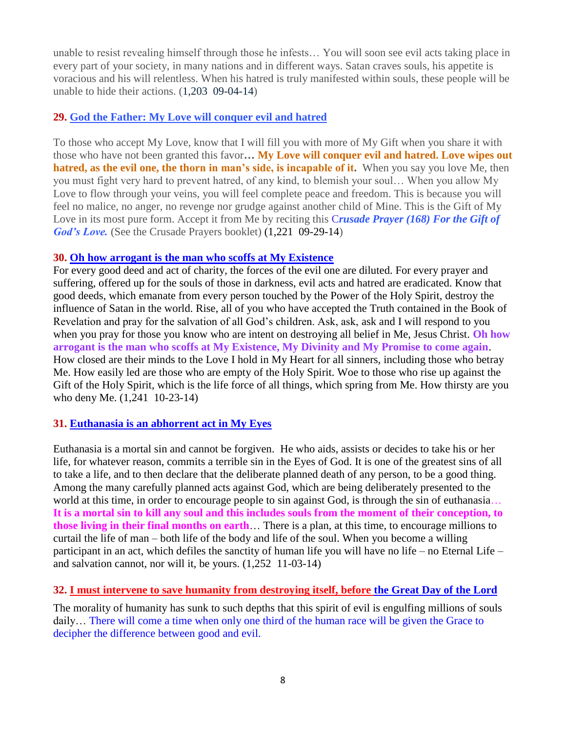unable to resist revealing himself through those he infests… You will soon see evil acts taking place in every part of your society, in many nations and in different ways. Satan craves souls, his appetite is voracious and his will relentless. When his hatred is truly manifested within souls, these people will be unable to hide their actions. (1,203  09-04-14)

**29. God the Father: My Love will conquer evil and hatred**

To those who accept My Love, know that I will fill you with more of My Gift when you share it with those who have not been granted this favor**…** **My Love will conquer evil and hatred. Love wipes out hatred, as the evil one, the thorn in man's side, is incapable of it.** When you say you love Me, then you must fight very hard to prevent hatred, of any kind, to blemish your soul… When you allow My Love to flow through your veins, you will feel complete peace and freedom. This is because you will feel no malice, no anger, no revenge nor grudge against another child of Mine. This is the Gift of My Love in its most pure form. Accept it from Me by reciting this C***rusade Prayer (168) For the Gift of God's Love.*** (See the Crusade Prayers booklet) (1,221  09-29-14)

**30. Oh how arrogant is the man who scoffs at My Existence**

For every good deed and act of charity, the forces of the evil one are diluted. For every prayer and suffering, offered up for the souls of those in darkness, evil acts and hatred are eradicated. Know that good deeds, which emanate from every person touched by the Power of the Holy Spirit, destroy the influence of Satan in the world. Rise, all of you who have accepted the Truth contained in the Book of Revelation and pray for the salvation of all God's children. Ask, ask, ask and I will respond to you when you pray for those you know who are intent on destroying all belief in Me, Jesus Christ. **Oh how arrogant is the man who scoffs at My Existence, My Divinity and My Promise to come again**. How closed are their minds to the Love I hold in My Heart for all sinners, including those who betray Me. How easily led are those who are empty of the Holy Spirit. Woe to those who rise up against the Gift of the Holy Spirit, which is the life force of all things, which spring from Me. How thirsty are you who deny Me. (1,241  10-23-14)

**31. Euthanasia is an abhorrent act in My Eyes**

Euthanasia is a mortal sin and cannot be forgiven. He who aids, assists or decides to take his or her life, for whatever reason, commits a terrible sin in the Eyes of God. It is one of the greatest sins of all to take a life, and to then declare that the deliberate planned death of any person, to be a good thing. Among the many carefully planned acts against God, which are being deliberately presented to the world at this time, in order to encourage people to sin against God, is through the sin of euthanasia… **It is a mortal sin to kill any soul and this includes souls from the moment of their conception, to those living in their final months on earth**… There is a plan, at this time, to encourage millions to curtail the life of man – both life of the body and life of the soul. When you become a willing participant in an act, which defiles the sanctity of human life you will have no life – no Eternal Life – and salvation cannot, nor will it, be yours. (1,252  11-03-14)

**32. I must intervene to save humanity from destroying itself, before the Great Day of the Lord**

The morality of humanity has sunk to such depths that this spirit of evil is engulfing millions of souls daily… There will come a time when only one third of the human race will be given the Grace to decipher the difference between good and evil.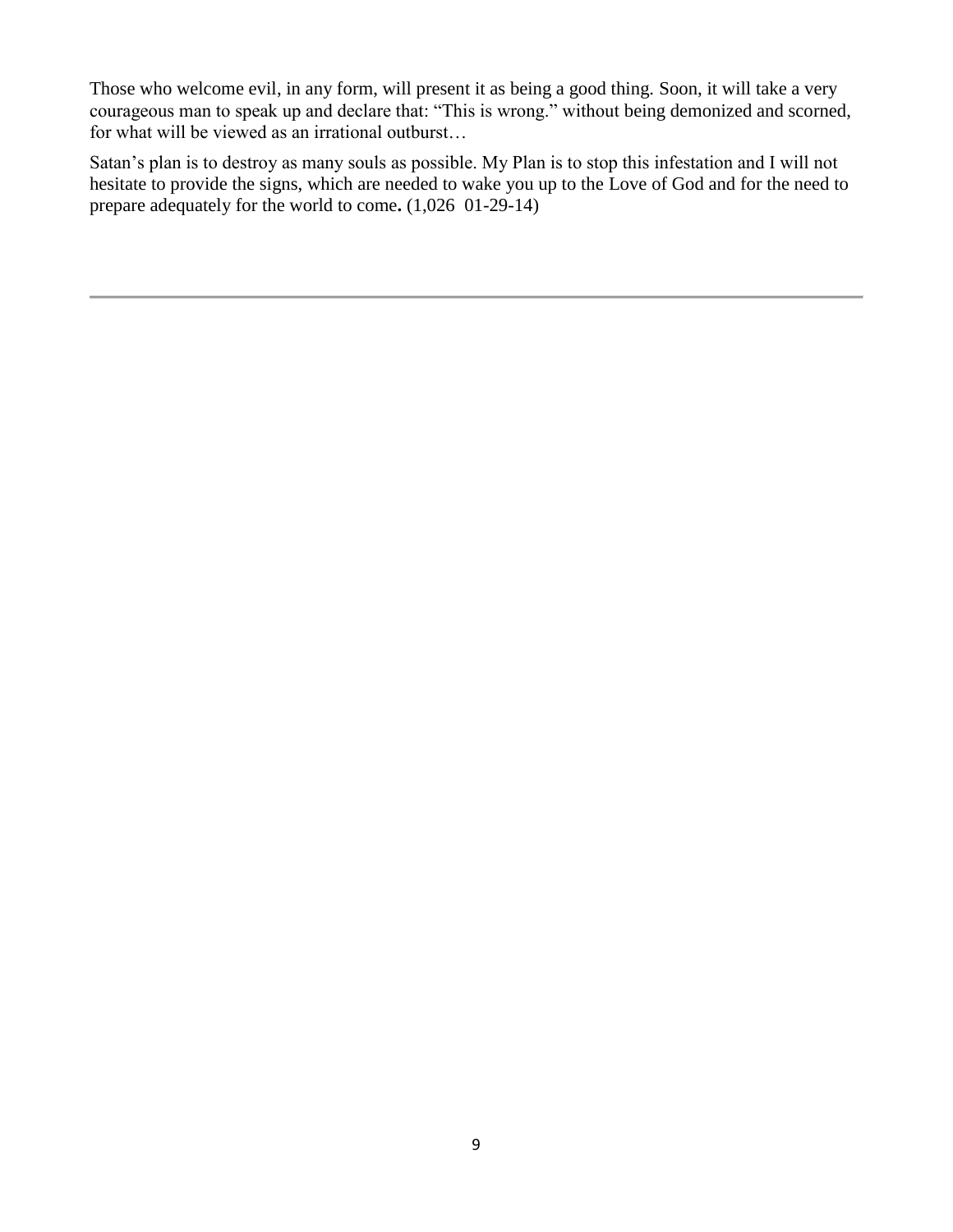Those who welcome evil, in any form, will present it as being a good thing. Soon, it will take a very courageous man to speak up and declare that: "This is wrong." without being demonized and scorned, for what will be viewed as an irrational outburst…

Satan's plan is to destroy as many souls as possible. My Plan is to stop this infestation and I will not hesitate to provide the signs, which are needed to wake you up to the Love of God and for the need to prepare adequately for the world to come**.** (1,026 01-29-14)

---